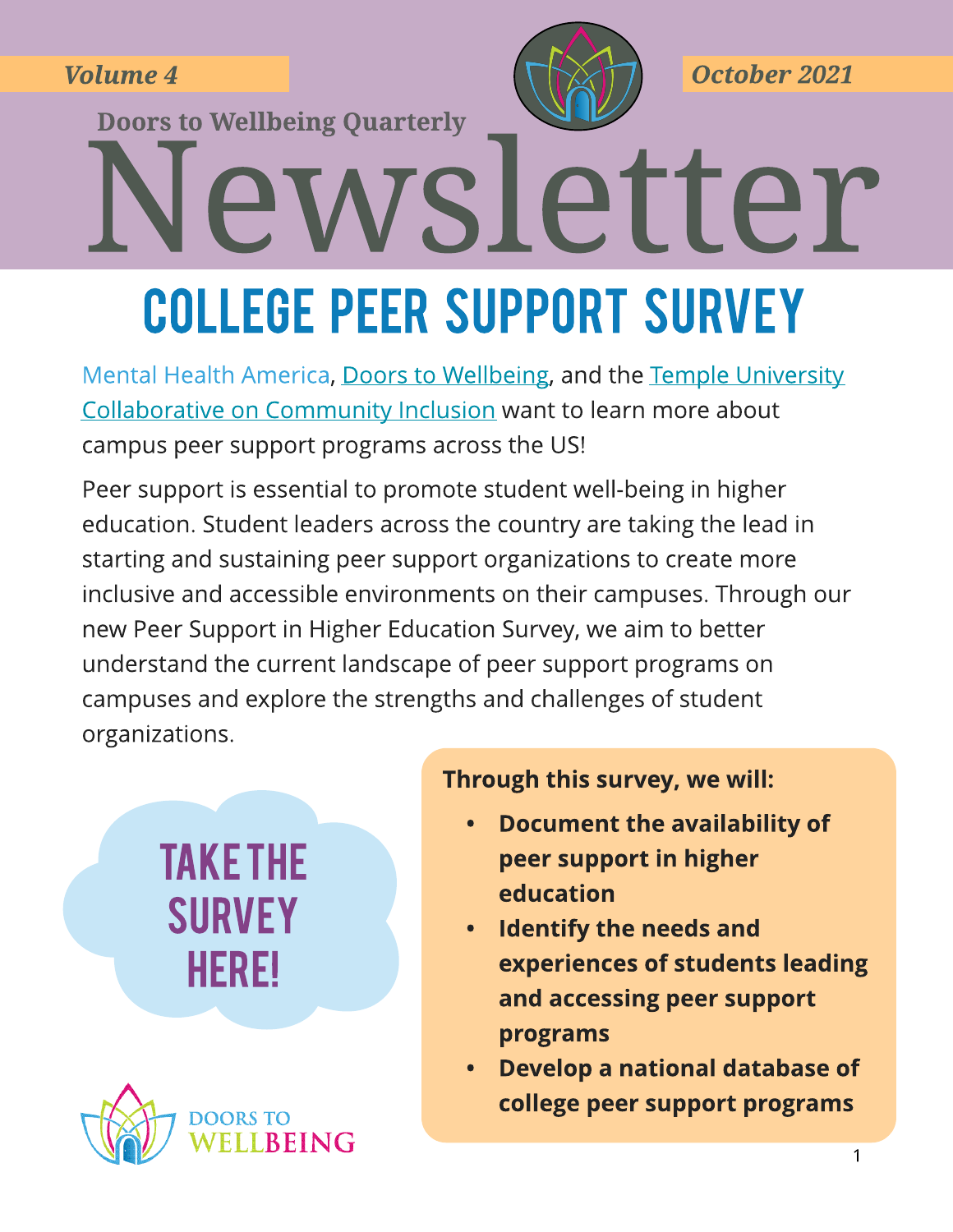Volume 4

October 2021

Doors to Wellbeing Quarterly

# Newsletter

## COLLEGE PEER SUPPORT SURVEY

Mental Health America, Doors to Wellbeing, and the Temple University Collaborative on Community Inclusion want to learn more about campus peer support programs across the US!

Peer support is essential to promote student well-being in higher education. Student leaders across the country are taking the lead in starting and sustaining peer support organizations to create more inclusive and accessible environments on their campuses. Through our new Peer Support in Higher Education Survey, we aim to better understand the current landscape of peer support programs on campuses and explore the strengths and challenges of student organizations.

**TAKE THE SURVEY HERE!**

**Through this survey, we will:**

- **Document the availability of peer support in higher education**
- **Identify the needs and experiences of students leading and accessing peer support programs**
- **Develop a national database of college peer support programs**

DOORS TO WELLBEING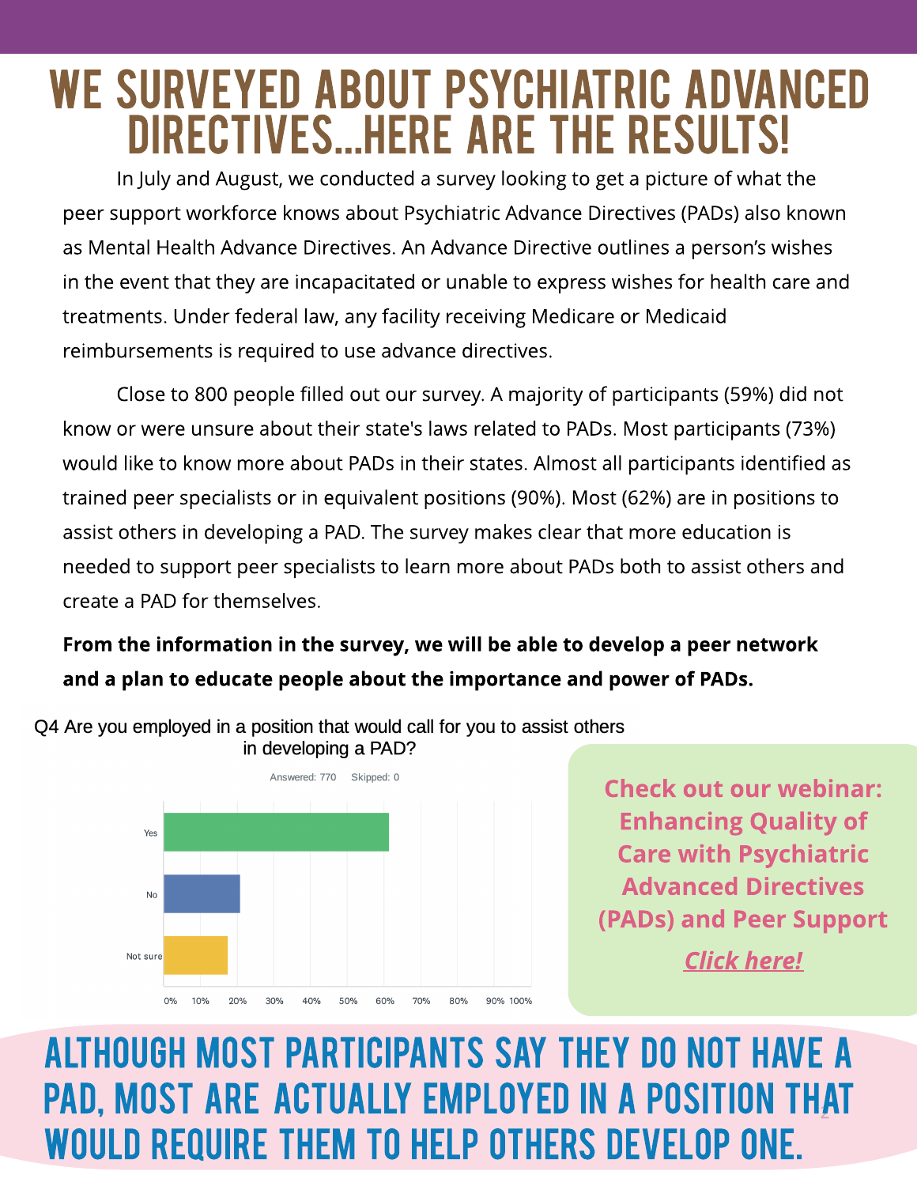# WE SURVEYED ABOUT PSYCHIATRIC ADVANCED DIRECTIVES...HERE ARE THE RESULTS!

In July and August, we conducted a survey looking to get a picture of what the peer support workforce knows about Psychiatric Advance Directives (PADs) also known as Mental Health Advance Directives. An Advance Directive outlines a person's wishes in the event that they are incapacitated or unable to express wishes for health care and treatments. Under federal law, any facility receiving Medicare or Medicaid reimbursements is required to use advance directives.

Close to 800 people filled out our survey. A majority of participants (59%) did not know or were unsure about their state's laws related to PADs. Most participants (73%) would like to know more about PADs in their states. Almost all participants identified as trained peer specialists or in equivalent positions (90%). Most (62%) are in positions to assist others in developing a PAD. The survey makes clear that more education is needed to support peer specialists to learn more about PADs both to assist others and create a PAD for themselves.

**From the information in the survey, we will be able to develop a peer network and a plan to educate people about the importance and power of PADs.**

Q4 Are you employed in a position that would call for you to assist others in developing a PAD?

Answered: 770 Skipped: 0

Yes

No

Not sure

0% 10% 20% 30% 40% 50% 60% 70% 80% 90% 100%

**Check out our webinar: Enhancing Quality of Care with Psychiatric Advanced Directives (PADs) and Peer Support**

***Click here!***

## ALTHOUGH MOST PARTICIPANTS SAY THEY DO NOT HAVE A PAD, MOST ARE ACTUALLY EMPLOYED IN A POSITION THAT WOULD REQUIRE THEM TO HELP OTHERS DEVELOP ONE.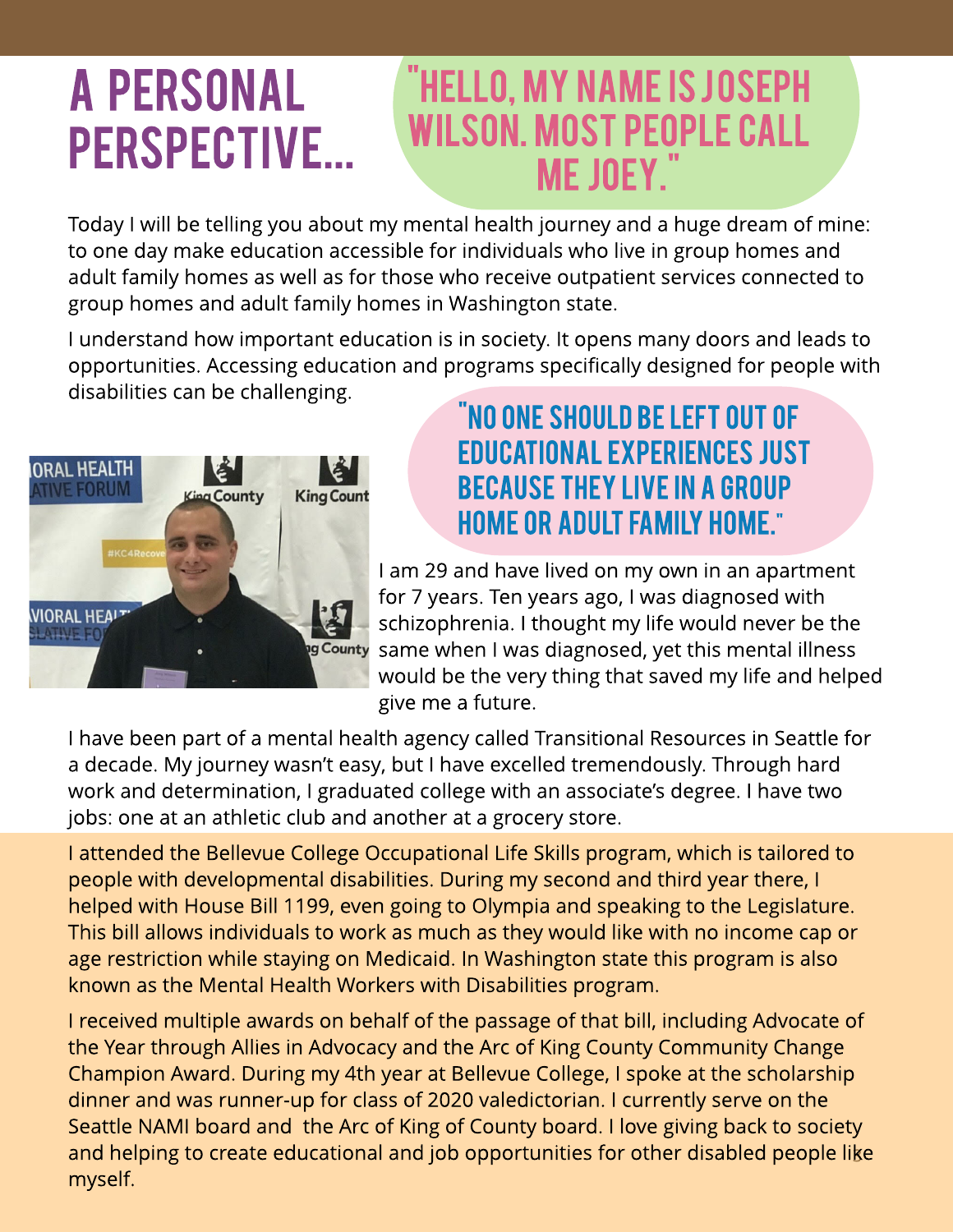# A PERSONAL PERSPECTIVE...

## "HELLO, MY NAME IS JOSEPH WILSON. MOST PEOPLE CALL ME JOEY."

Today I will be telling you about my mental health journey and a huge dream of mine: to one day make education accessible for individuals who live in group homes and adult family homes as well as for those who receive outpatient services connected to group homes and adult family homes in Washington state.

I understand how important education is in society. It opens many doors and leads to opportunities. Accessing education and programs specifically designed for people with disabilities can be challenging.

## "NO ONE SHOULD BE LEFT OUT OF EDUCATIONAL EXPERIENCES JUST BECAUSE THEY LIVE IN A GROUP HOME OR ADULT FAMILY HOME."

I am 29 and have lived on my own in an apartment for 7 years. Ten years ago, I was diagnosed with schizophrenia. I thought my life would never be the same when I was diagnosed, yet this mental illness would be the very thing that saved my life and helped give me a future.

I have been part of a mental health agency called Transitional Resources in Seattle for a decade. My journey wasn't easy, but I have excelled tremendously. Through hard work and determination, I graduated college with an associate's degree. I have two jobs: one at an athletic club and another at a grocery store.

I attended the Bellevue College Occupational Life Skills program, which is tailored to people with developmental disabilities. During my second and third year there, I helped with House Bill 1199, even going to Olympia and speaking to the Legislature. This bill allows individuals to work as much as they would like with no income cap or age restriction while staying on Medicaid. In Washington state this program is also known as the Mental Health Workers with Disabilities program.

I received multiple awards on behalf of the passage of that bill, including Advocate of the Year through Allies in Advocacy and the Arc of King County Community Change Champion Award. During my 4th year at Bellevue College, I spoke at the scholarship dinner and was runner-up for class of 2020 valedictorian. I currently serve on the Seattle NAMI board and the Arc of King of County board. I love giving back to society and helping to create educational and job opportunities for other disabled people like myself.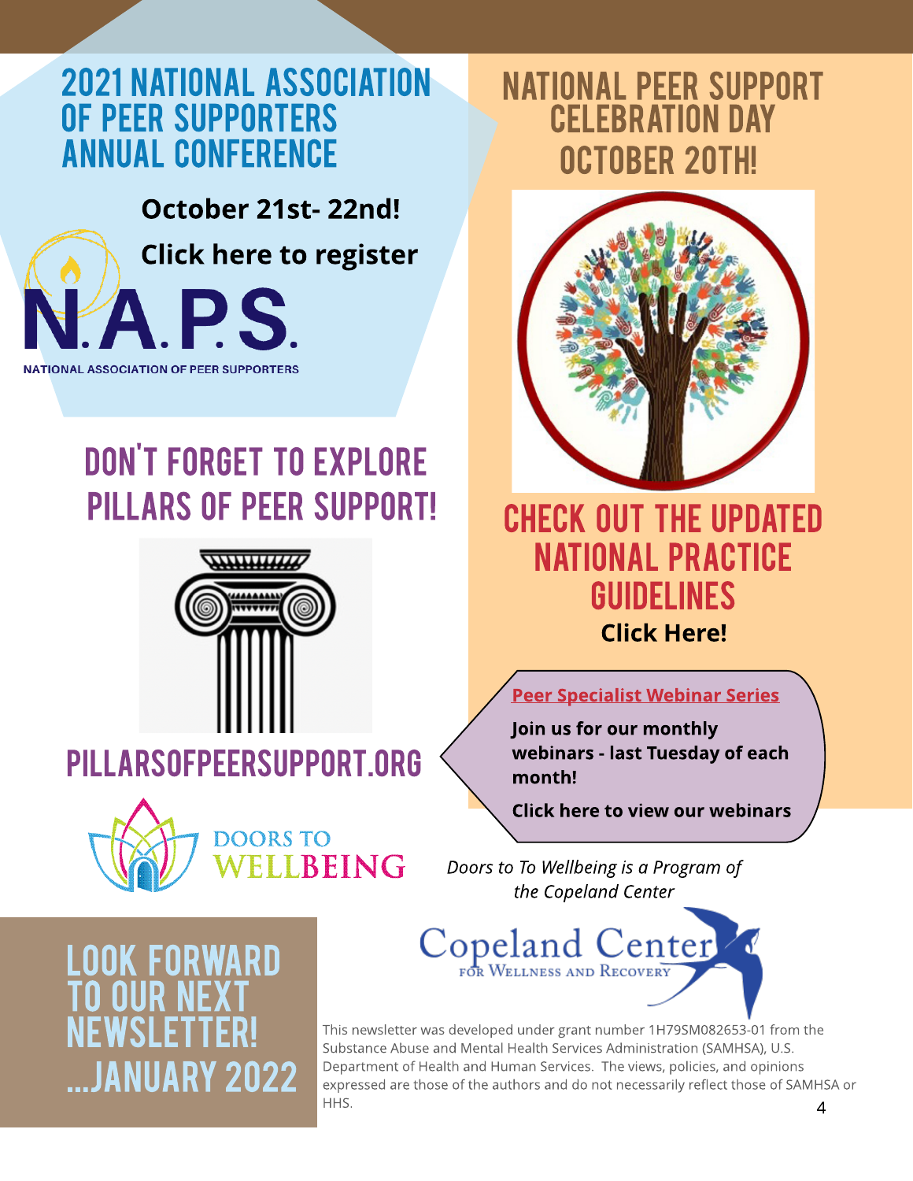## 2021 NATIONAL ASSOCIATION OF PEER SUPPORTERS ANNUAL CONFERENCE

**October 21st- 22nd!**

**Click here to register**

N.A.P.S.

NATIONAL ASSOCIATION OF PEER SUPPORTERS

## NATIONAL PEER SUPPORT CELEBRATION DAY OCTOBER 20TH!

## DON'T FORGET TO EXPLORE PILLARS OF PEER SUPPORT!

## PILLARSOFPEERSUPPORT.ORG

## CHECK OUT THE UPDATED NATIONAL PRACTICE GUIDELINES

**Click Here!**

**Peer Specialist Webinar Series**

**Join us for our monthly webinars - last Tuesday of each month!**

**Click here to view our webinars**

DOORS TO WELLBEING

*Doors to To Wellbeing is a Program of the Copeland Center*

Copeland Center FOR WELLNESS AND RECOVERY

## LOOK FORWARD TO OUR NEXT NEWSLETTER! ...JANUARY 2022

This newsletter was developed under grant number 1H79SM082653-01 from the Substance Abuse and Mental Health Services Administration (SAMHSA), U.S. Department of Health and Human Services. The views, policies, and opinions expressed are those of the authors and do not necessarily reflect those of SAMHSA or HHS.